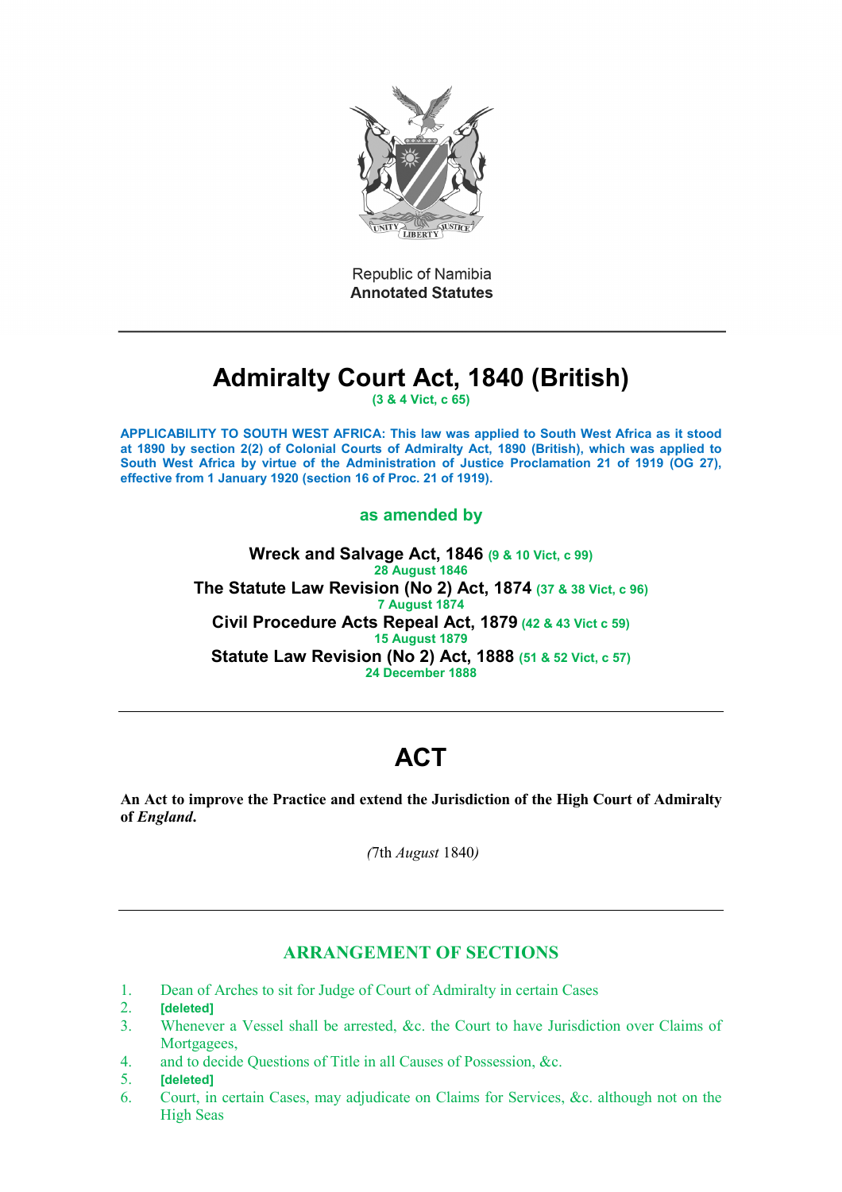Republic of Namibia
**Annotated Statutes**

# Admiralty Court Act, 1840 (British)

**(3 & 4 Vict, c 65)**

**APPLICABILITY TO SOUTH WEST AFRICA: This law was applied to South West Africa as it stood at 1890 by section 2(2) of Colonial Courts of Admiralty Act, 1890 (British), which was applied to South West Africa by virtue of the Administration of Justice Proclamation 21 of 1919 (OG 27), effective from 1 January 1920 (section 16 of Proc. 21 of 1919).**

**as amended by**

**Wreck and Salvage Act, 1846** (9 & 10 Vict, c 99)
28 August 1846
**The Statute Law Revision (No 2) Act, 1874** (37 & 38 Vict, c 96)
7 August 1874
**Civil Procedure Acts Repeal Act, 1879** (42 & 43 Vict c 59)
15 August 1879
**Statute Law Revision (No 2) Act, 1888** (51 & 52 Vict, c 57)
24 December 1888

# ACT

**An Act to improve the Practice and extend the Jurisdiction of the High Court of Admiralty of *England*.**

*(*7th *August* 1840*)*

## ARRANGEMENT OF SECTIONS

1. Dean of Arches to sit for Judge of Court of Admiralty in certain Cases
2. **[deleted]**
3. Whenever a Vessel shall be arrested, &c. the Court to have Jurisdiction over Claims of Mortgagees,
4. and to decide Questions of Title in all Causes of Possession, &c.
5. **[deleted]**
6. Court, in certain Cases, may adjudicate on Claims for Services, &c. although not on the High Seas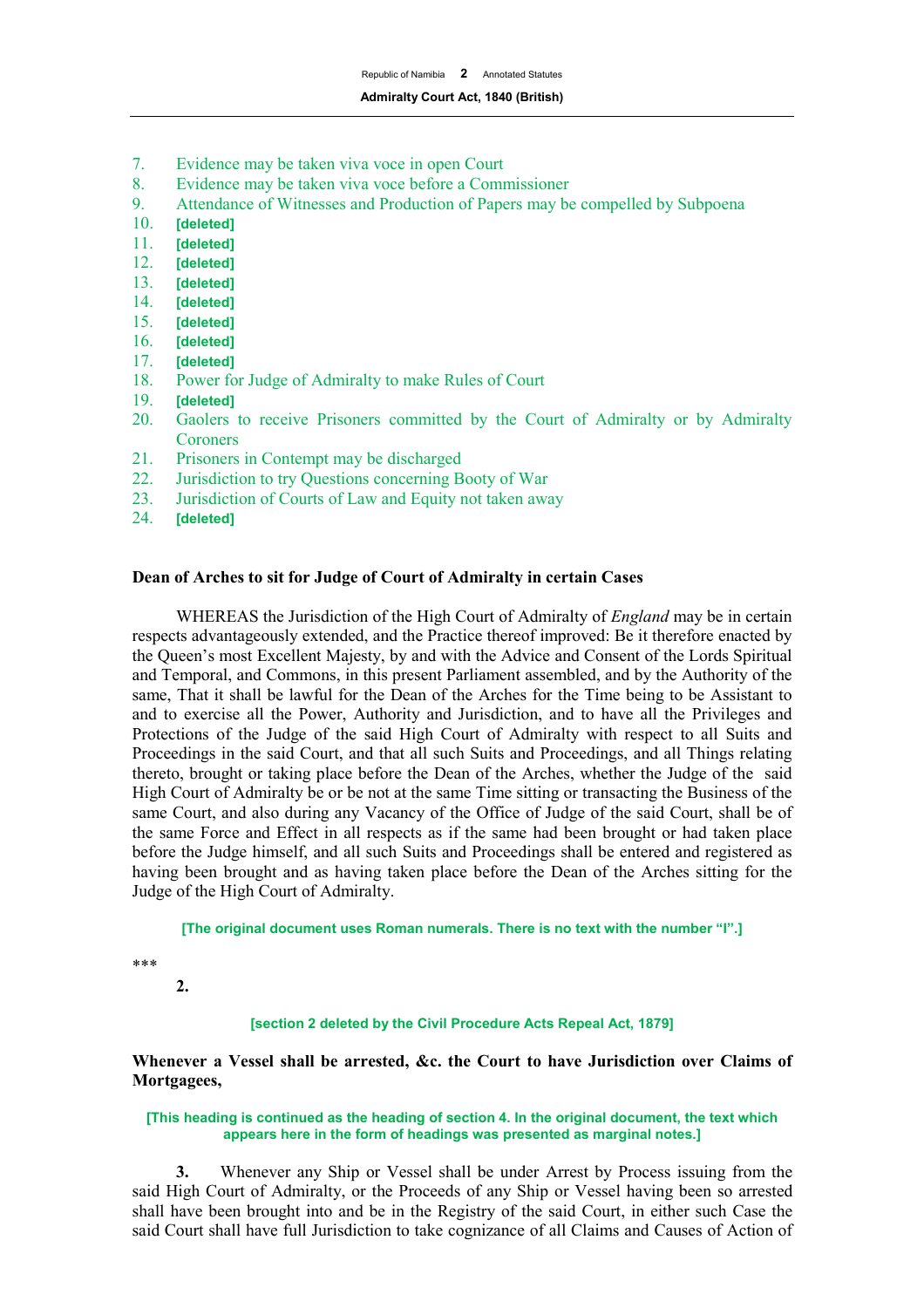7. Evidence may be taken viva voce in open Court
8. Evidence may be taken viva voce before a Commissioner
9. Attendance of Witnesses and Production of Papers may be compelled by Subpoena
10. **[deleted]**
11. **[deleted]**
12. **[deleted]**
13. **[deleted]**
14. **[deleted]**
15. **[deleted]**
16. **[deleted]**
17. **[deleted]**
18. Power for Judge of Admiralty to make Rules of Court
19. **[deleted]**
20. Gaolers to receive Prisoners committed by the Court of Admiralty or by Admiralty Coroners
21. Prisoners in Contempt may be discharged
22. Jurisdiction to try Questions concerning Booty of War
23. Jurisdiction of Courts of Law and Equity not taken away
24. **[deleted]**

**Dean of Arches to sit for Judge of Court of Admiralty in certain Cases**

WHEREAS the Jurisdiction of the High Court of Admiralty of *England* may be in certain respects advantageously extended, and the Practice thereof improved: Be it therefore enacted by the Queen's most Excellent Majesty, by and with the Advice and Consent of the Lords Spiritual and Temporal, and Commons, in this present Parliament assembled, and by the Authority of the same, That it shall be lawful for the Dean of the Arches for the Time being to be Assistant to and to exercise all the Power, Authority and Jurisdiction, and to have all the Privileges and Protections of the Judge of the said High Court of Admiralty with respect to all Suits and Proceedings in the said Court, and that all such Suits and Proceedings, and all Things relating thereto, brought or taking place before the Dean of the Arches, whether the Judge of the said High Court of Admiralty be or be not at the same Time sitting or transacting the Business of the same Court, and also during any Vacancy of the Office of Judge of the said Court, shall be of the same Force and Effect in all respects as if the same had been brought or had taken place before the Judge himself, and all such Suits and Proceedings shall be entered and registered as having been brought and as having taken place before the Dean of the Arches sitting for the Judge of the High Court of Admiralty.

**[The original document uses Roman numerals. There is no text with the number "I".]**

***

**2.**

**[section 2 deleted by the Civil Procedure Acts Repeal Act, 1879]**

**Whenever a Vessel shall be arrested, &c. the Court to have Jurisdiction over Claims of Mortgagees,**

**[This heading is continued as the heading of section 4. In the original document, the text which appears here in the form of headings was presented as marginal notes.]**

**3.** Whenever any Ship or Vessel shall be under Arrest by Process issuing from the said High Court of Admiralty, or the Proceeds of any Ship or Vessel having been so arrested shall have been brought into and be in the Registry of the said Court, in either such Case the said Court shall have full Jurisdiction to take cognizance of all Claims and Causes of Action of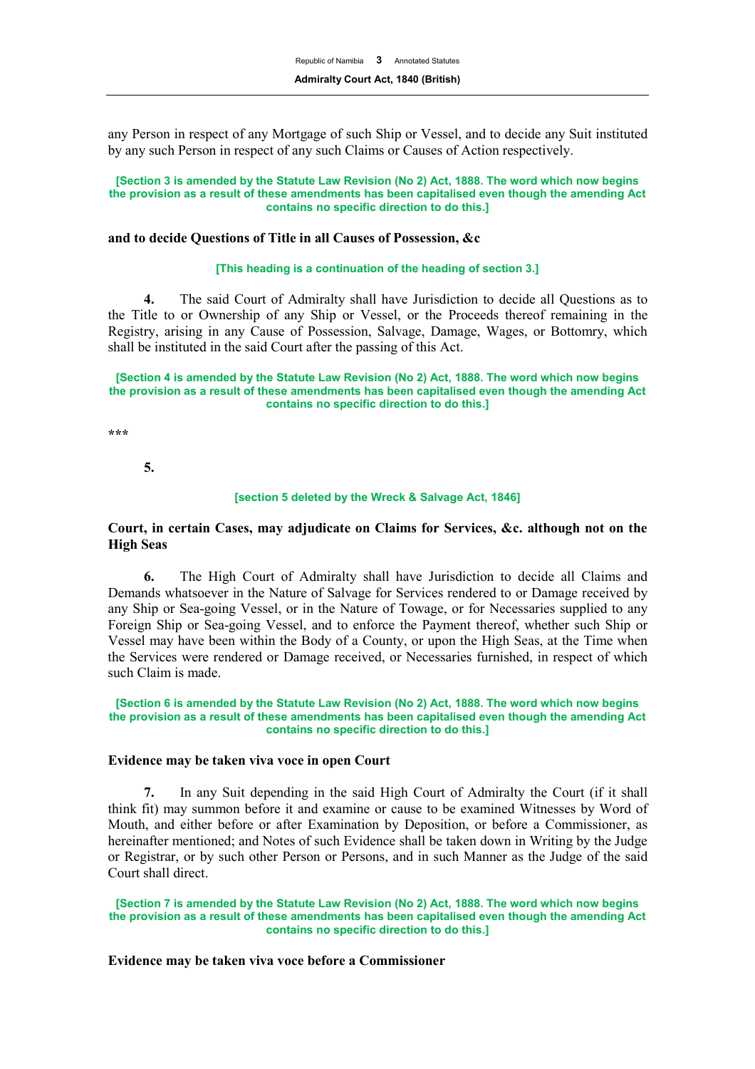any Person in respect of any Mortgage of such Ship or Vessel, and to decide any Suit instituted by any such Person in respect of any such Claims or Causes of Action respectively.

**[Section 3 is amended by the Statute Law Revision (No 2) Act, 1888. The word which now begins the provision as a result of these amendments has been capitalised even though the amending Act contains no specific direction to do this.]**

**and to decide Questions of Title in all Causes of Possession, &c**

**[This heading is a continuation of the heading of section 3.]**

**4.** The said Court of Admiralty shall have Jurisdiction to decide all Questions as to the Title to or Ownership of any Ship or Vessel, or the Proceeds thereof remaining in the Registry, arising in any Cause of Possession, Salvage, Damage, Wages, or Bottomry, which shall be instituted in the said Court after the passing of this Act.

**[Section 4 is amended by the Statute Law Revision (No 2) Act, 1888. The word which now begins the provision as a result of these amendments has been capitalised even though the amending Act contains no specific direction to do this.]**

**\*\*\***

**5.**

**[section 5 deleted by the Wreck & Salvage Act, 1846]**

**Court, in certain Cases, may adjudicate on Claims for Services, &c. although not on the High Seas**

**6.** The High Court of Admiralty shall have Jurisdiction to decide all Claims and Demands whatsoever in the Nature of Salvage for Services rendered to or Damage received by any Ship or Sea-going Vessel, or in the Nature of Towage, or for Necessaries supplied to any Foreign Ship or Sea-going Vessel, and to enforce the Payment thereof, whether such Ship or Vessel may have been within the Body of a County, or upon the High Seas, at the Time when the Services were rendered or Damage received, or Necessaries furnished, in respect of which such Claim is made.

**[Section 6 is amended by the Statute Law Revision (No 2) Act, 1888. The word which now begins the provision as a result of these amendments has been capitalised even though the amending Act contains no specific direction to do this.]**

**Evidence may be taken viva voce in open Court**

**7.** In any Suit depending in the said High Court of Admiralty the Court (if it shall think fit) may summon before it and examine or cause to be examined Witnesses by Word of Mouth, and either before or after Examination by Deposition, or before a Commissioner, as hereinafter mentioned; and Notes of such Evidence shall be taken down in Writing by the Judge or Registrar, or by such other Person or Persons, and in such Manner as the Judge of the said Court shall direct.

**[Section 7 is amended by the Statute Law Revision (No 2) Act, 1888. The word which now begins the provision as a result of these amendments has been capitalised even though the amending Act contains no specific direction to do this.]**

**Evidence may be taken viva voce before a Commissioner**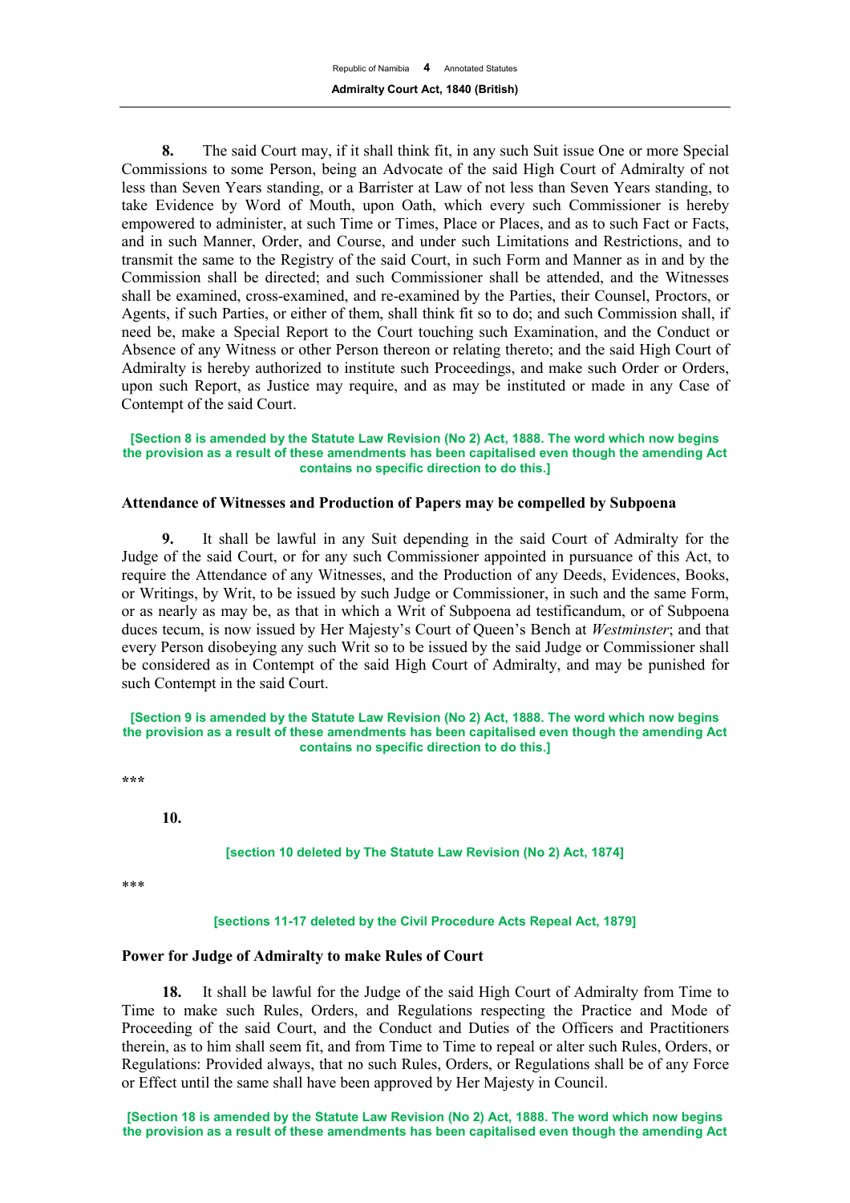**8.** The said Court may, if it shall think fit, in any such Suit issue One or more Special Commissions to some Person, being an Advocate of the said High Court of Admiralty of not less than Seven Years standing, or a Barrister at Law of not less than Seven Years standing, to take Evidence by Word of Mouth, upon Oath, which every such Commissioner is hereby empowered to administer, at such Time or Times, Place or Places, and as to such Fact or Facts, and in such Manner, Order, and Course, and under such Limitations and Restrictions, and to transmit the same to the Registry of the said Court, in such Form and Manner as in and by the Commission shall be directed; and such Commissioner shall be attended, and the Witnesses shall be examined, cross-examined, and re-examined by the Parties, their Counsel, Proctors, or Agents, if such Parties, or either of them, shall think fit so to do; and such Commission shall, if need be, make a Special Report to the Court touching such Examination, and the Conduct or Absence of any Witness or other Person thereon or relating thereto; and the said High Court of Admiralty is hereby authorized to institute such Proceedings, and make such Order or Orders, upon such Report, as Justice may require, and as may be instituted or made in any Case of Contempt of the said Court.

**[Section 8 is amended by the Statute Law Revision (No 2) Act, 1888. The word which now begins the provision as a result of these amendments has been capitalised even though the amending Act contains no specific direction to do this.]**

### Attendance of Witnesses and Production of Papers may be compelled by Subpoena

**9.** It shall be lawful in any Suit depending in the said Court of Admiralty for the Judge of the said Court, or for any such Commissioner appointed in pursuance of this Act, to require the Attendance of any Witnesses, and the Production of any Deeds, Evidences, Books, or Writings, by Writ, to be issued by such Judge or Commissioner, in such and the same Form, or as nearly as may be, as that in which a Writ of Subpoena ad testificandum, or of Subpoena duces tecum, is now issued by Her Majesty's Court of Queen's Bench at *Westminster*; and that every Person disobeying any such Writ so to be issued by the said Judge or Commissioner shall be considered as in Contempt of the said High Court of Admiralty, and may be punished for such Contempt in the said Court.

**[Section 9 is amended by the Statute Law Revision (No 2) Act, 1888. The word which now begins the provision as a result of these amendments has been capitalised even though the amending Act contains no specific direction to do this.]**

\*\*\*

**10.**

**[section 10 deleted by The Statute Law Revision (No 2) Act, 1874]**

\*\*\*

**[sections 11-17 deleted by the Civil Procedure Acts Repeal Act, 1879]**

### Power for Judge of Admiralty to make Rules of Court

**18.** It shall be lawful for the Judge of the said High Court of Admiralty from Time to Time to make such Rules, Orders, and Regulations respecting the Practice and Mode of Proceeding of the said Court, and the Conduct and Duties of the Officers and Practitioners therein, as to him shall seem fit, and from Time to Time to repeal or alter such Rules, Orders, or Regulations: Provided always, that no such Rules, Orders, or Regulations shall be of any Force or Effect until the same shall have been approved by Her Majesty in Council.

**[Section 18 is amended by the Statute Law Revision (No 2) Act, 1888. The word which now begins the provision as a result of these amendments has been capitalised even though the amending Act**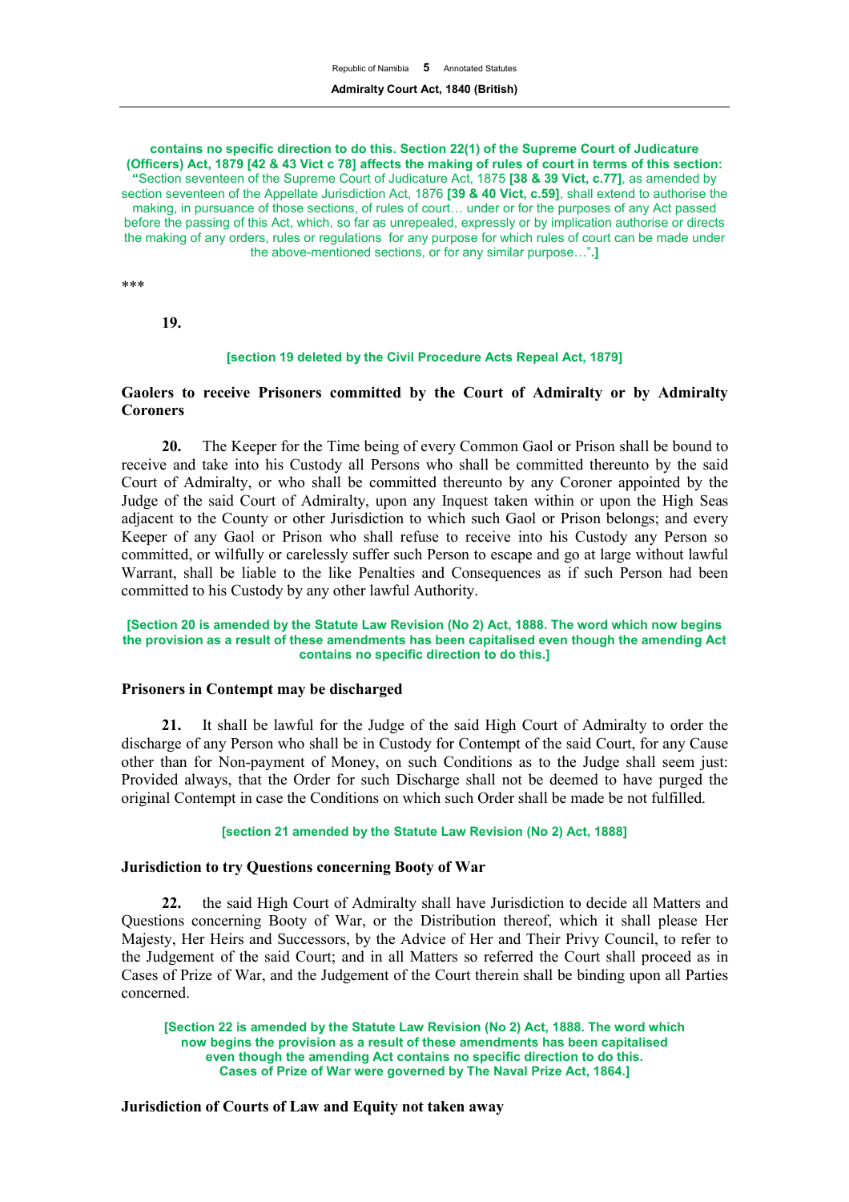**contains no specific direction to do this. Section 22(1) of the Supreme Court of Judicature (Officers) Act, 1879 [42 & 43 Vict c 78] affects the making of rules of court in terms of this section:** "Section seventeen of the Supreme Court of Judicature Act, 1875 **[38 & 39 Vict, c.77]**, as amended by section seventeen of the Appellate Jurisdiction Act, 1876 **[39 & 40 Vict, c.59]**, shall extend to authorise the making, in pursuance of those sections, of rules of court… under or for the purposes of any Act passed before the passing of this Act, which, so far as unrepealed, expressly or by implication authorise or directs the making of any orders, rules or regulations for any purpose for which rules of court can be made under the above-mentioned sections, or for any similar purpose…"**.]**

***

**19.**

**[section 19 deleted by the Civil Procedure Acts Repeal Act, 1879]**

### Gaolers to receive Prisoners committed by the Court of Admiralty or by Admiralty Coroners

**20.** The Keeper for the Time being of every Common Gaol or Prison shall be bound to receive and take into his Custody all Persons who shall be committed thereunto by the said Court of Admiralty, or who shall be committed thereunto by any Coroner appointed by the Judge of the said Court of Admiralty, upon any Inquest taken within or upon the High Seas adjacent to the County or other Jurisdiction to which such Gaol or Prison belongs; and every Keeper of any Gaol or Prison who shall refuse to receive into his Custody any Person so committed, or wilfully or carelessly suffer such Person to escape and go at large without lawful Warrant, shall be liable to the like Penalties and Consequences as if such Person had been committed to his Custody by any other lawful Authority.

**[Section 20 is amended by the Statute Law Revision (No 2) Act, 1888. The word which now begins the provision as a result of these amendments has been capitalised even though the amending Act contains no specific direction to do this.]**

### Prisoners in Contempt may be discharged

**21.** It shall be lawful for the Judge of the said High Court of Admiralty to order the discharge of any Person who shall be in Custody for Contempt of the said Court, for any Cause other than for Non-payment of Money, on such Conditions as to the Judge shall seem just: Provided always, that the Order for such Discharge shall not be deemed to have purged the original Contempt in case the Conditions on which such Order shall be made be not fulfilled.

**[section 21 amended by the Statute Law Revision (No 2) Act, 1888]**

### Jurisdiction to try Questions concerning Booty of War

**22.** the said High Court of Admiralty shall have Jurisdiction to decide all Matters and Questions concerning Booty of War, or the Distribution thereof, which it shall please Her Majesty, Her Heirs and Successors, by the Advice of Her and Their Privy Council, to refer to the Judgement of the said Court; and in all Matters so referred the Court shall proceed as in Cases of Prize of War, and the Judgement of the Court therein shall be binding upon all Parties concerned.

**[Section 22 is amended by the Statute Law Revision (No 2) Act, 1888. The word which now begins the provision as a result of these amendments has been capitalised even though the amending Act contains no specific direction to do this. Cases of Prize of War were governed by The Naval Prize Act, 1864.]**

### Jurisdiction of Courts of Law and Equity not taken away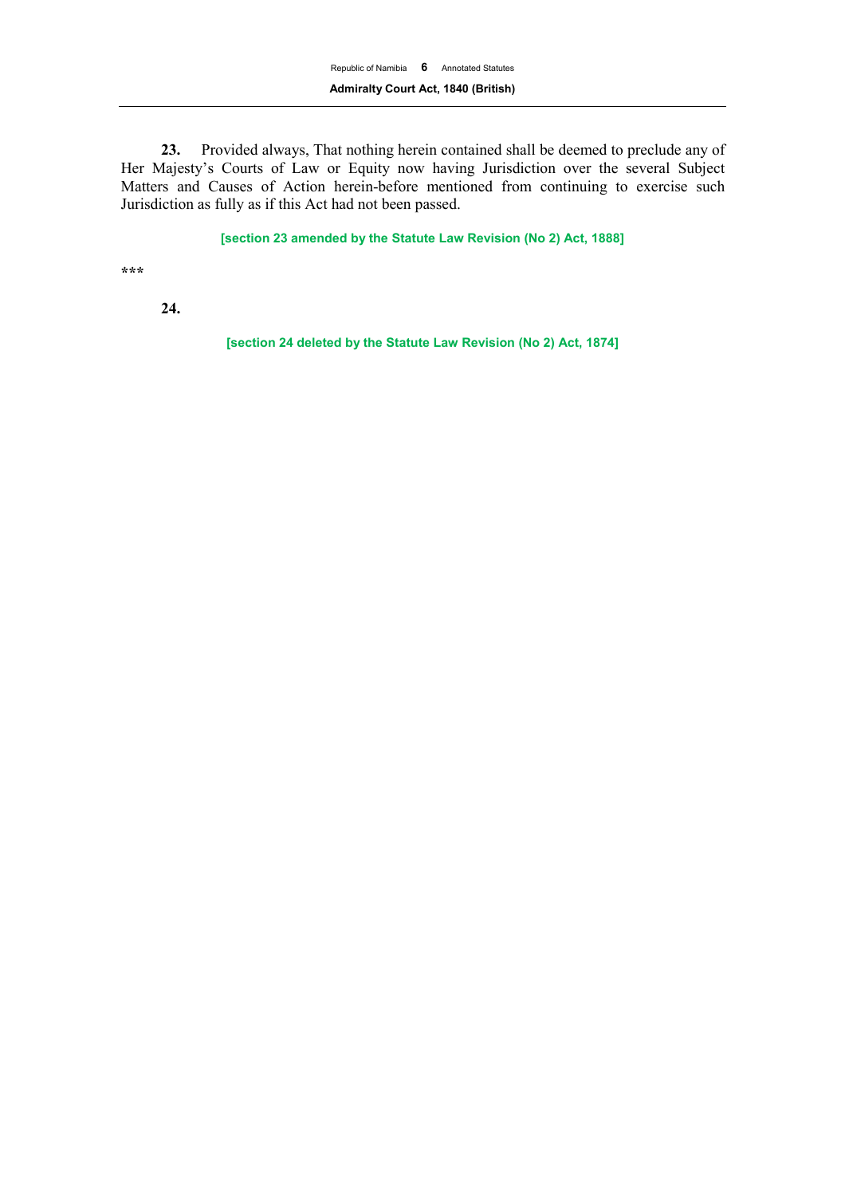**23.** Provided always, That nothing herein contained shall be deemed to preclude any of Her Majesty's Courts of Law or Equity now having Jurisdiction over the several Subject Matters and Causes of Action herein-before mentioned from continuing to exercise such Jurisdiction as fully as if this Act had not been passed.

[section 23 amended by the Statute Law Revision (No 2) Act, 1888]

***

**24.**

[section 24 deleted by the Statute Law Revision (No 2) Act, 1874]